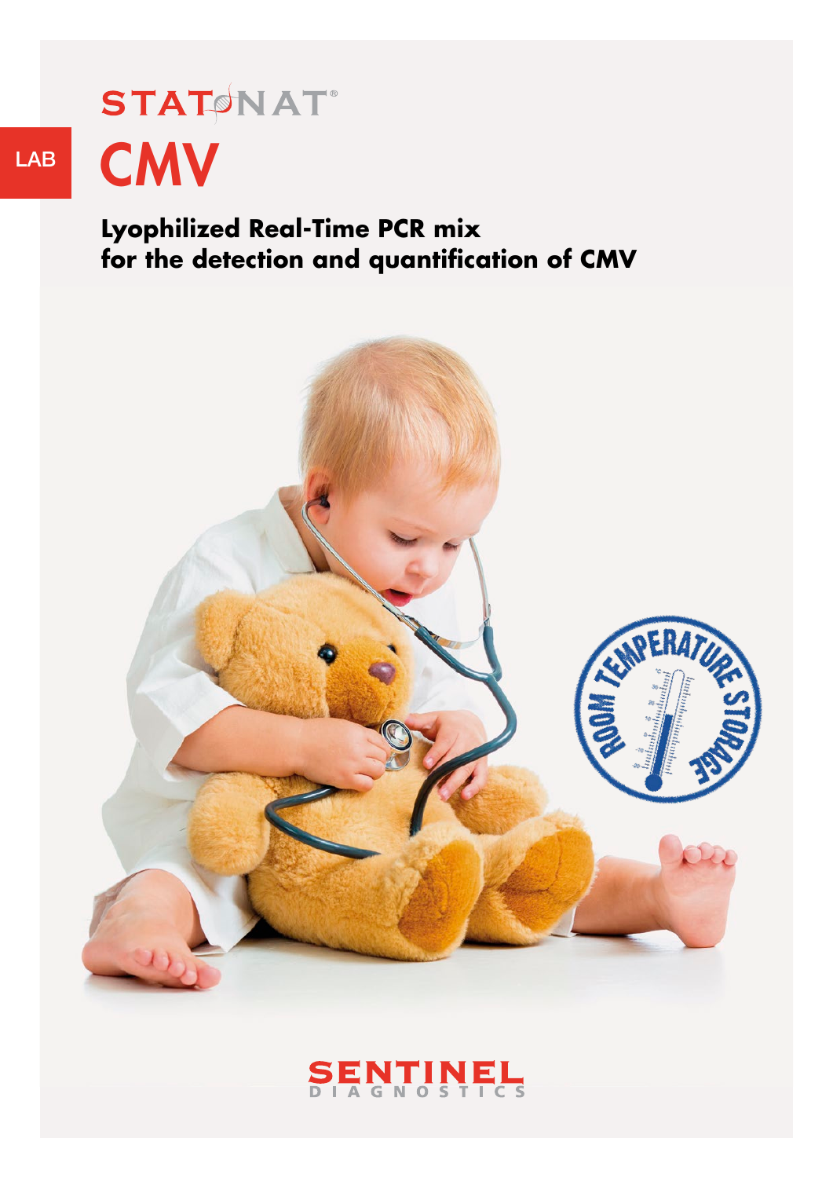STATNAT®

LAB

# CMV

## Lyophilized Real-Time PCR mix for the detection and quantification of CMV

ROOM TEMPERATURE STORAGE

SENTINEL DIAGNOSTICS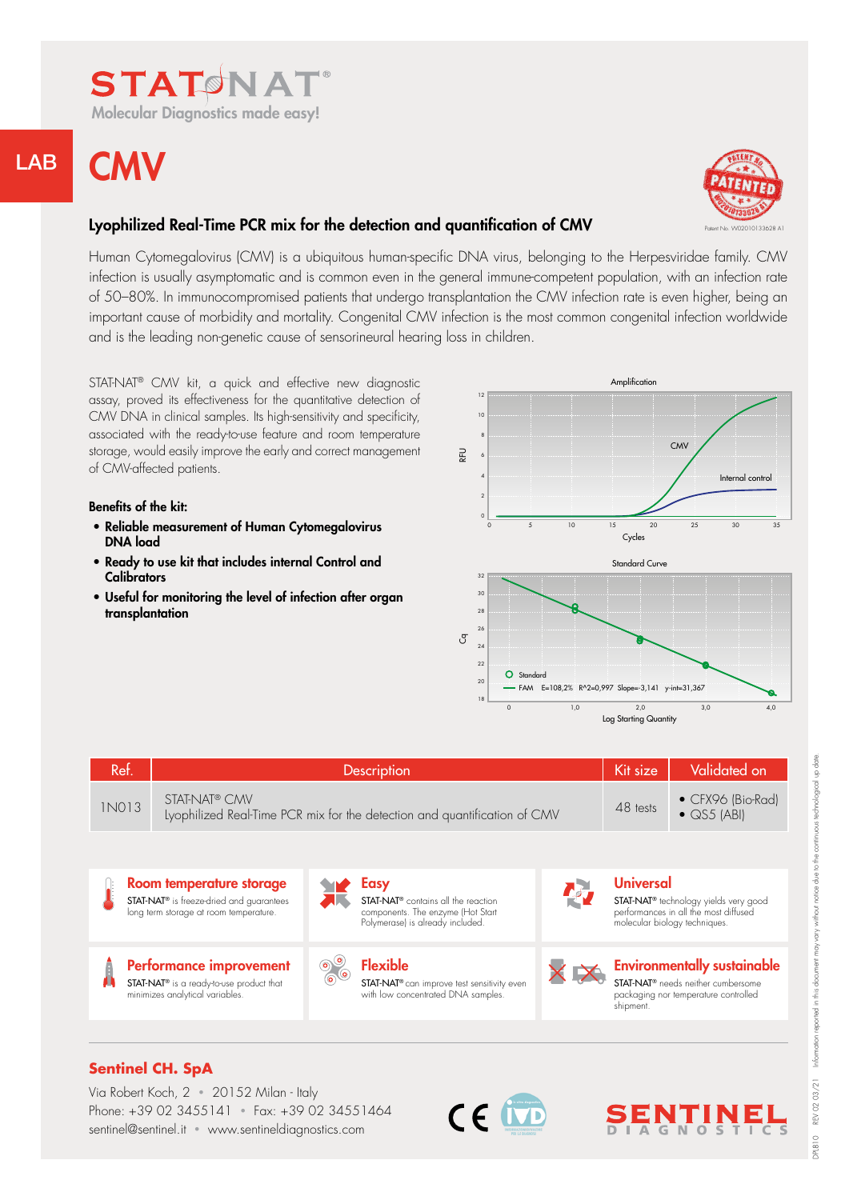# STAT-NAT®

Molecular Diagnostics made easy!

LAB

# CMV

PATENTED

Patent No. WO2010133628 A1

## Lyophilized Real-Time PCR mix for the detection and quantification of CMV

Human Cytomegalovirus (CMV) is a ubiquitous human-specific DNA virus, belonging to the Herpesviridae family. CMV infection is usually asymptomatic and is common even in the general immune-competent population, with an infection rate of 50–80%. In immunocompromised patients that undergo transplantation the CMV infection rate is even higher, being an important cause of morbidity and mortality. Congenital CMV infection is the most common congenital infection worldwide and is the leading non-genetic cause of sensorineural hearing loss in children.

STAT-NAT® CMV kit, a quick and effective new diagnostic assay, proved its effectiveness for the quantitative detection of CMV DNA in clinical samples. Its high-sensitivity and specificity, associated with the ready-to-use feature and room temperature storage, would easily improve the early and correct management of CMV-affected patients.

**Benefits of the kit:**

- **Reliable measurement of Human Cytomegalovirus DNA load**
- **Ready to use kit that includes internal Control and Calibrators**
- **Useful for monitoring the level of infection after organ transplantation**

Amplification

RFU

0 2 4 6 8 10 12

CMV

Internal control

Cycles

0 5 10 15 20 25 30 35

Standard Curve

Cq

18 20 22 24 26 28 30 32

Standard

FAM E=108,2% R^2=0,997 Slope=-3,141 y-int=31,367

Log Starting Quantity

0 1,0 2,0 3,0 4,0

| Ref. | Description | Kit size | Validated on |
|---|---|---|---|
| 1N013 | STAT-NAT® CMV<br>Lyophilized Real-Time PCR mix for the detection and quantification of CMV | 48 tests | • CFX96 (Bio-Rad)<br>• QS5 (ABI) |

**Room temperature storage**
STAT-NAT® is freeze-dried and guarantees long term storage at room temperature.

**Easy**
STAT-NAT® contains all the reaction components. The enzyme (Hot Start Polymerase) is already included.

**Universal**
STAT-NAT® technology yields very good performances in all the most diffused molecular biology techniques.

**Performance improvement**
STAT-NAT® is a ready-to-use product that minimizes analytical variables.

**Flexible**
STAT-NAT® can improve test sensitivity even with low concentrated DNA samples.

**Environmentally sustainable**
STAT-NAT® needs neither cumbersome packaging nor temperature controlled shipment.

**Sentinel CH. SpA**

Via Robert Koch, 2 • 20152 Milan - Italy
Phone: +39 02 3455141 • Fax: +39 02 34551464
sentinel@sentinel.it • www.sentineldiagnostics.com

CE IVD

SENTINEL DIAGNOSTICS

DPLB10 REV 02 03/21 Information reported in this document may vary without notice due to the continuous technological up date